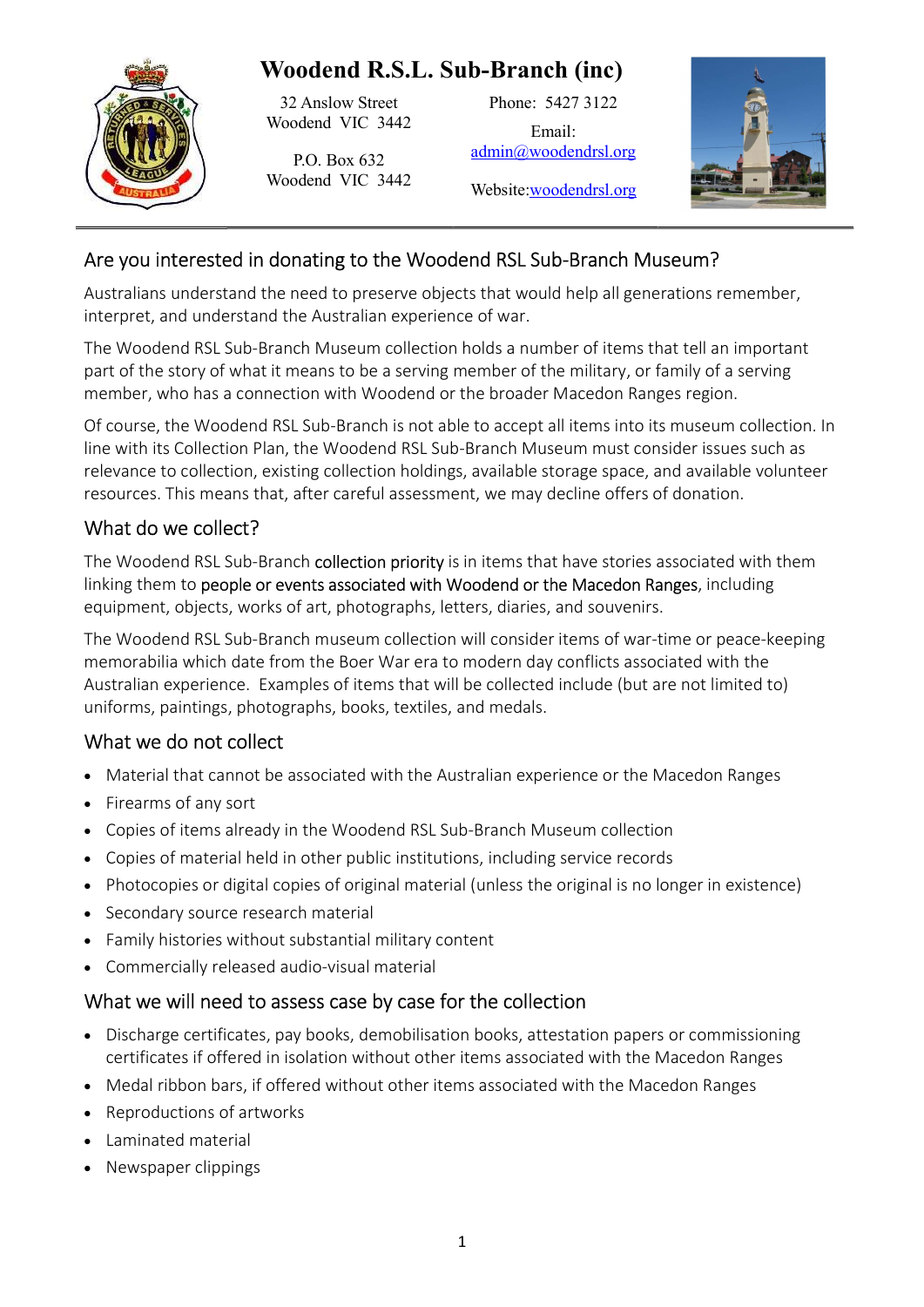# Woodend R.S.L. Sub-Branch (inc)

32 Anslow Street
Woodend VIC 3442

P.O. Box 632
Woodend VIC 3442

Phone: 5427 3122

Email:
admin@woodendrsl.org

Website: woodendrsl.org

## Are you interested in donating to the Woodend RSL Sub-Branch Museum?

Australians understand the need to preserve objects that would help all generations remember, interpret, and understand the Australian experience of war.

The Woodend RSL Sub-Branch Museum collection holds a number of items that tell an important part of the story of what it means to be a serving member of the military, or family of a serving member, who has a connection with Woodend or the broader Macedon Ranges region.

Of course, the Woodend RSL Sub-Branch is not able to accept all items into its museum collection. In line with its Collection Plan, the Woodend RSL Sub-Branch Museum must consider issues such as relevance to collection, existing collection holdings, available storage space, and available volunteer resources. This means that, after careful assessment, we may decline offers of donation.

## What do we collect?

The Woodend RSL Sub-Branch collection priority is in items that have stories associated with them linking them to people or events associated with Woodend or the Macedon Ranges, including equipment, objects, works of art, photographs, letters, diaries, and souvenirs.

The Woodend RSL Sub-Branch museum collection will consider items of war-time or peace-keeping memorabilia which date from the Boer War era to modern day conflicts associated with the Australian experience. Examples of items that will be collected include (but are not limited to) uniforms, paintings, photographs, books, textiles, and medals.

## What we do not collect

- Material that cannot be associated with the Australian experience or the Macedon Ranges
- Firearms of any sort
- Copies of items already in the Woodend RSL Sub-Branch Museum collection
- Copies of material held in other public institutions, including service records
- Photocopies or digital copies of original material (unless the original is no longer in existence)
- Secondary source research material
- Family histories without substantial military content
- Commercially released audio-visual material

## What we will need to assess case by case for the collection

- Discharge certificates, pay books, demobilisation books, attestation papers or commissioning certificates if offered in isolation without other items associated with the Macedon Ranges
- Medal ribbon bars, if offered without other items associated with the Macedon Ranges
- Reproductions of artworks
- Laminated material
- Newspaper clippings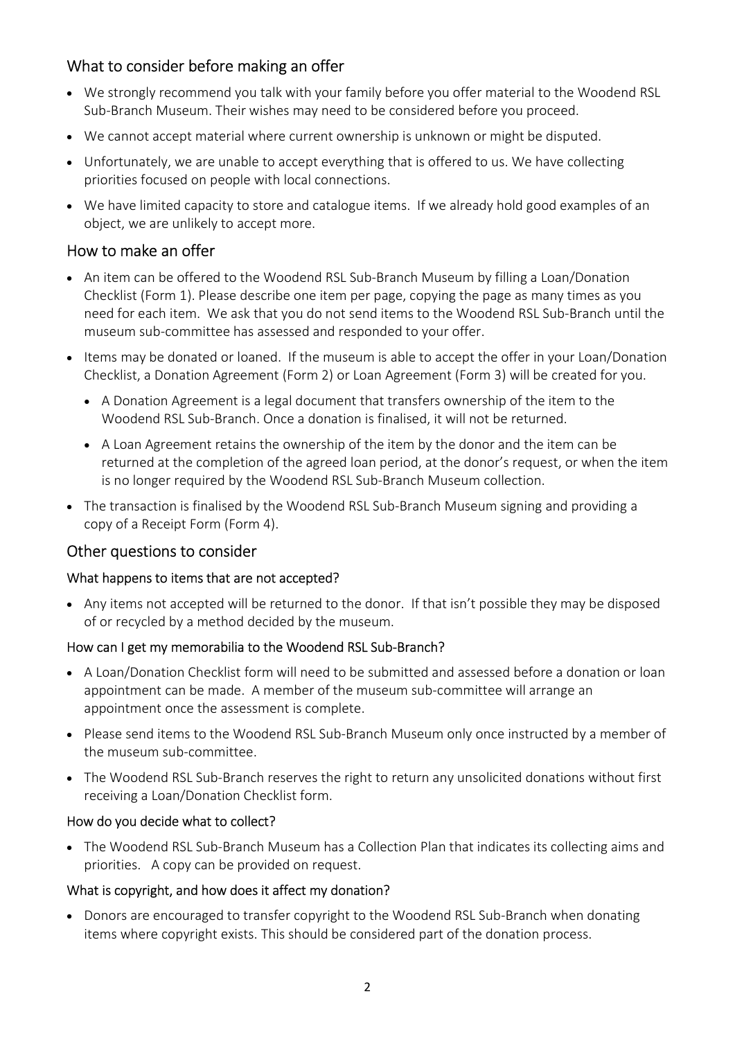## What to consider before making an offer

- We strongly recommend you talk with your family before you offer material to the Woodend RSL Sub-Branch Museum. Their wishes may need to be considered before you proceed.
- We cannot accept material where current ownership is unknown or might be disputed.
- Unfortunately, we are unable to accept everything that is offered to us. We have collecting priorities focused on people with local connections.
- We have limited capacity to store and catalogue items. If we already hold good examples of an object, we are unlikely to accept more.

## How to make an offer

- An item can be offered to the Woodend RSL Sub-Branch Museum by filling a Loan/Donation Checklist (Form 1). Please describe one item per page, copying the page as many times as you need for each item. We ask that you do not send items to the Woodend RSL Sub-Branch until the museum sub-committee has assessed and responded to your offer.
- Items may be donated or loaned. If the museum is able to accept the offer in your Loan/Donation Checklist, a Donation Agreement (Form 2) or Loan Agreement (Form 3) will be created for you.
  - A Donation Agreement is a legal document that transfers ownership of the item to the Woodend RSL Sub-Branch. Once a donation is finalised, it will not be returned.
  - A Loan Agreement retains the ownership of the item by the donor and the item can be returned at the completion of the agreed loan period, at the donor's request, or when the item is no longer required by the Woodend RSL Sub-Branch Museum collection.
- The transaction is finalised by the Woodend RSL Sub-Branch Museum signing and providing a copy of a Receipt Form (Form 4).

## Other questions to consider

### What happens to items that are not accepted?

- Any items not accepted will be returned to the donor. If that isn't possible they may be disposed of or recycled by a method decided by the museum.

### How can I get my memorabilia to the Woodend RSL Sub-Branch?

- A Loan/Donation Checklist form will need to be submitted and assessed before a donation or loan appointment can be made. A member of the museum sub-committee will arrange an appointment once the assessment is complete.
- Please send items to the Woodend RSL Sub-Branch Museum only once instructed by a member of the museum sub-committee.
- The Woodend RSL Sub-Branch reserves the right to return any unsolicited donations without first receiving a Loan/Donation Checklist form.

### How do you decide what to collect?

- The Woodend RSL Sub-Branch Museum has a Collection Plan that indicates its collecting aims and priorities. A copy can be provided on request.

### What is copyright, and how does it affect my donation?

- Donors are encouraged to transfer copyright to the Woodend RSL Sub-Branch when donating items where copyright exists. This should be considered part of the donation process.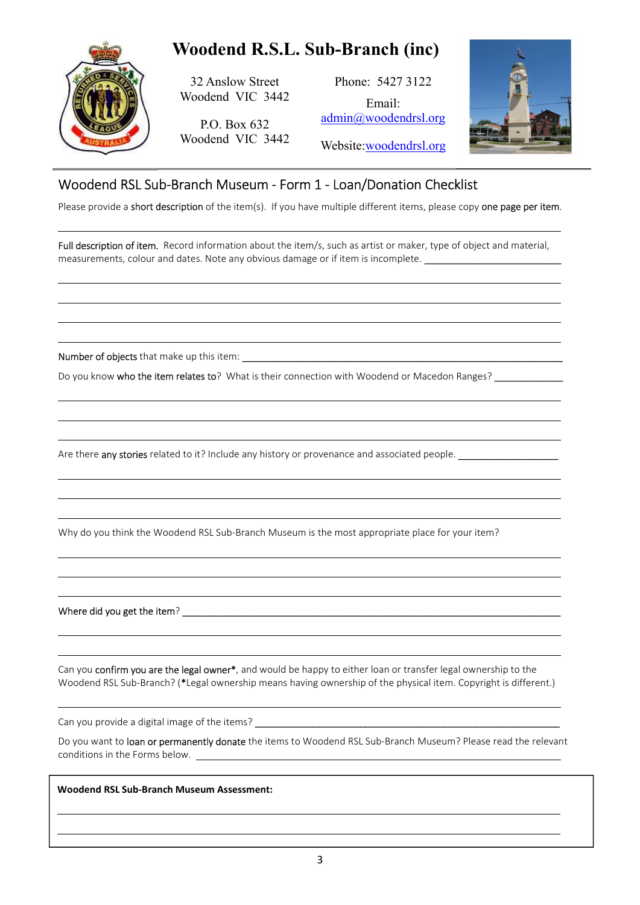# Woodend R.S.L. Sub-Branch (inc)

32 Anslow Street
Woodend VIC 3442

P.O. Box 632
Woodend VIC 3442

Phone: 5427 3122

Email:
admin@woodendrsl.org

Website:woodendrsl.org

---

## Woodend RSL Sub-Branch Museum - Form 1 - Loan/Donation Checklist

Please provide a short description of the item(s). If you have multiple different items, please copy one page per item.

______________________________________________________________________

Full description of item. Record information about the item/s, such as artist or maker, type of object and material, measurements, colour and dates. Note any obvious damage or if item is incomplete. ______________________

______________________________________________________________________

______________________________________________________________________

______________________________________________________________________

______________________________________________________________________

Number of objects that make up this item: ________________________________________________

Do you know who the item relates to? What is their connection with Woodend or Macedon Ranges? ___________

______________________________________________________________________

______________________________________________________________________

______________________________________________________________________

Are there any stories related to it? Include any history or provenance and associated people. ________________

______________________________________________________________________

______________________________________________________________________

______________________________________________________________________

Why do you think the Woodend RSL Sub-Branch Museum is the most appropriate place for your item?

______________________________________________________________________

______________________________________________________________________

______________________________________________________________________

Where did you get the item? ______________________________________________________________

______________________________________________________________________

______________________________________________________________________

Can you confirm you are the legal owner*, and would be happy to either loan or transfer legal ownership to the Woodend RSL Sub-Branch? (*Legal ownership means having ownership of the physical item. Copyright is different.)

______________________________________________________________________

Can you provide a digital image of the items? ____________________________________________

Do you want to loan or permanently donate the items to Woodend RSL Sub-Branch Museum? Please read the relevant conditions in the Forms below. ______________________________________________

**Woodend RSL Sub-Branch Museum Assessment:**

______________________________________________________________________

______________________________________________________________________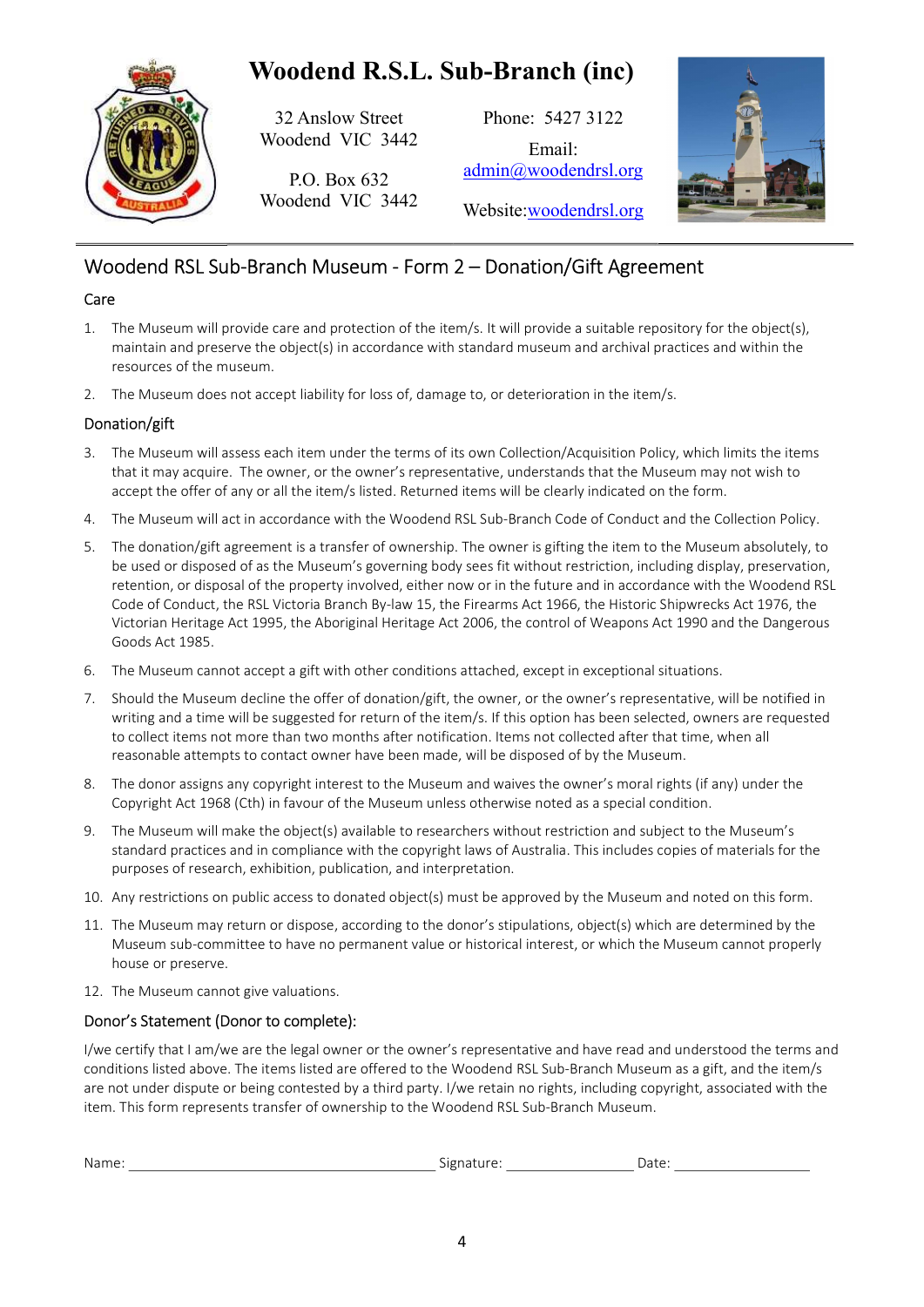# Woodend R.S.L. Sub-Branch (inc)

32 Anslow Street
Woodend VIC 3442

P.O. Box 632
Woodend VIC 3442

Phone: 5427 3122

Email: admin@woodendrsl.org

Website: woodendrsl.org

## Woodend RSL Sub-Branch Museum - Form 2 – Donation/Gift Agreement

### Care

1. The Museum will provide care and protection of the item/s. It will provide a suitable repository for the object(s), maintain and preserve the object(s) in accordance with standard museum and archival practices and within the resources of the museum.
2. The Museum does not accept liability for loss of, damage to, or deterioration in the item/s.

### Donation/gift

3. The Museum will assess each item under the terms of its own Collection/Acquisition Policy, which limits the items that it may acquire. The owner, or the owner's representative, understands that the Museum may not wish to accept the offer of any or all the item/s listed. Returned items will be clearly indicated on the form.
4. The Museum will act in accordance with the Woodend RSL Sub-Branch Code of Conduct and the Collection Policy.
5. The donation/gift agreement is a transfer of ownership. The owner is gifting the item to the Museum absolutely, to be used or disposed of as the Museum's governing body sees fit without restriction, including display, preservation, retention, or disposal of the property involved, either now or in the future and in accordance with the Woodend RSL Code of Conduct, the RSL Victoria Branch By-law 15, the Firearms Act 1966, the Historic Shipwrecks Act 1976, the Victorian Heritage Act 1995, the Aboriginal Heritage Act 2006, the control of Weapons Act 1990 and the Dangerous Goods Act 1985.
6. The Museum cannot accept a gift with other conditions attached, except in exceptional situations.
7. Should the Museum decline the offer of donation/gift, the owner, or the owner's representative, will be notified in writing and a time will be suggested for return of the item/s. If this option has been selected, owners are requested to collect items not more than two months after notification. Items not collected after that time, when all reasonable attempts to contact owner have been made, will be disposed of by the Museum.
8. The donor assigns any copyright interest to the Museum and waives the owner's moral rights (if any) under the Copyright Act 1968 (Cth) in favour of the Museum unless otherwise noted as a special condition.
9. The Museum will make the object(s) available to researchers without restriction and subject to the Museum's standard practices and in compliance with the copyright laws of Australia. This includes copies of materials for the purposes of research, exhibition, publication, and interpretation.
10. Any restrictions on public access to donated object(s) must be approved by the Museum and noted on this form.
11. The Museum may return or dispose, according to the donor's stipulations, object(s) which are determined by the Museum sub-committee to have no permanent value or historical interest, or which the Museum cannot properly house or preserve.
12. The Museum cannot give valuations.

### Donor's Statement (Donor to complete):

I/we certify that I am/we are the legal owner or the owner's representative and have read and understood the terms and conditions listed above. The items listed are offered to the Woodend RSL Sub-Branch Museum as a gift, and the item/s are not under dispute or being contested by a third party. I/we retain no rights, including copyright, associated with the item. This form represents transfer of ownership to the Woodend RSL Sub-Branch Museum.

Name: ________________________________ Signature: ______________ Date: ________________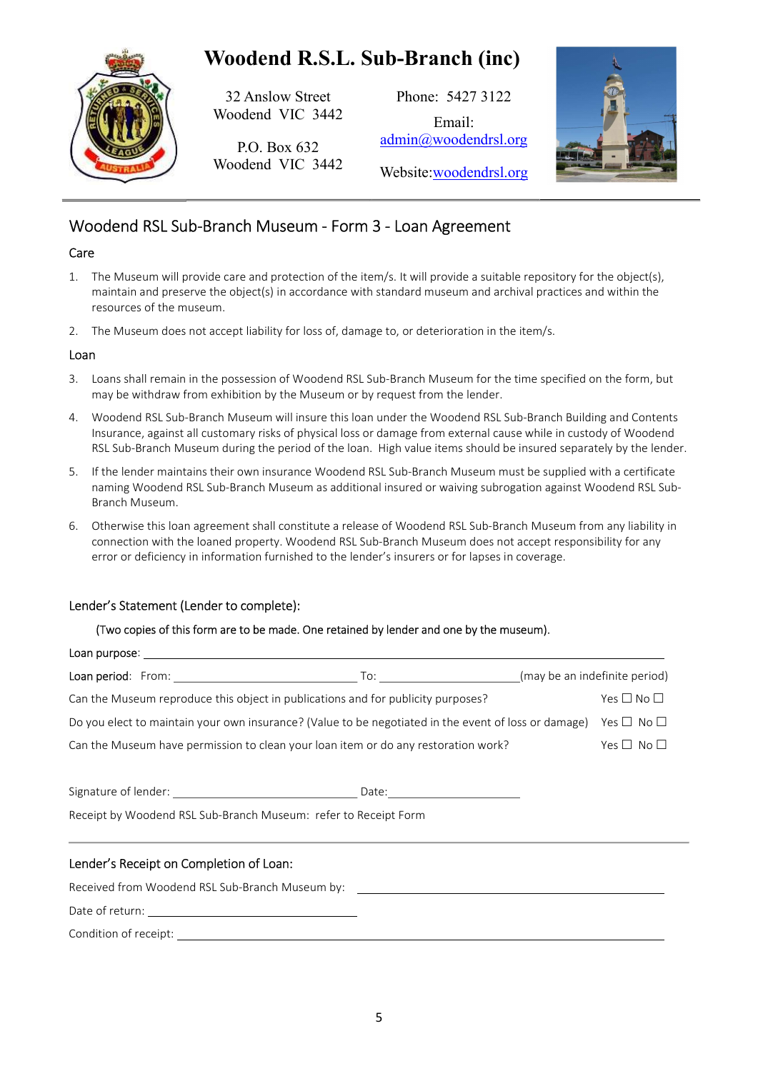# Woodend R.S.L. Sub-Branch (inc)

32 Anslow Street
Woodend VIC 3442

P.O. Box 632
Woodend VIC 3442

Phone: 5427 3122

Email:
admin@woodendrsl.org

Website: woodendrsl.org

---

## Woodend RSL Sub-Branch Museum - Form 3 - Loan Agreement

### Care

1. The Museum will provide care and protection of the item/s. It will provide a suitable repository for the object(s), maintain and preserve the object(s) in accordance with standard museum and archival practices and within the resources of the museum.
2. The Museum does not accept liability for loss of, damage to, or deterioration in the item/s.

### Loan

3. Loans shall remain in the possession of Woodend RSL Sub-Branch Museum for the time specified on the form, but may be withdraw from exhibition by the Museum or by request from the lender.
4. Woodend RSL Sub-Branch Museum will insure this loan under the Woodend RSL Sub-Branch Building and Contents Insurance, against all customary risks of physical loss or damage from external cause while in custody of Woodend RSL Sub-Branch Museum during the period of the loan. High value items should be insured separately by the lender.
5. If the lender maintains their own insurance Woodend RSL Sub-Branch Museum must be supplied with a certificate naming Woodend RSL Sub-Branch Museum as additional insured or waiving subrogation against Woodend RSL Sub-Branch Museum.
6. Otherwise this loan agreement shall constitute a release of Woodend RSL Sub-Branch Museum from any liability in connection with the loaned property. Woodend RSL Sub-Branch Museum does not accept responsibility for any error or deficiency in information furnished to the lender's insurers or for lapses in coverage.

### Lender's Statement (Lender to complete):

(Two copies of this form are to be made. One retained by lender and one by the museum).

Loan purpose: ____________________________________________

Loan period: From: ____________________ To: ____________________ (may be an indefinite period)

Can the Museum reproduce this object in publications and for publicity purposes? Yes ☐ No ☐

Do you elect to maintain your own insurance? (Value to be negotiated in the event of loss or damage) Yes ☐ No ☐

Can the Museum have permission to clean your loan item or do any restoration work? Yes ☐ No ☐

Signature of lender: ____________________ Date: ____________________

Receipt by Woodend RSL Sub-Branch Museum: refer to Receipt Form

---

### Lender's Receipt on Completion of Loan:

Received from Woodend RSL Sub-Branch Museum by: ____________________________________________

Date of return: ____________________

Condition of receipt: ____________________________________________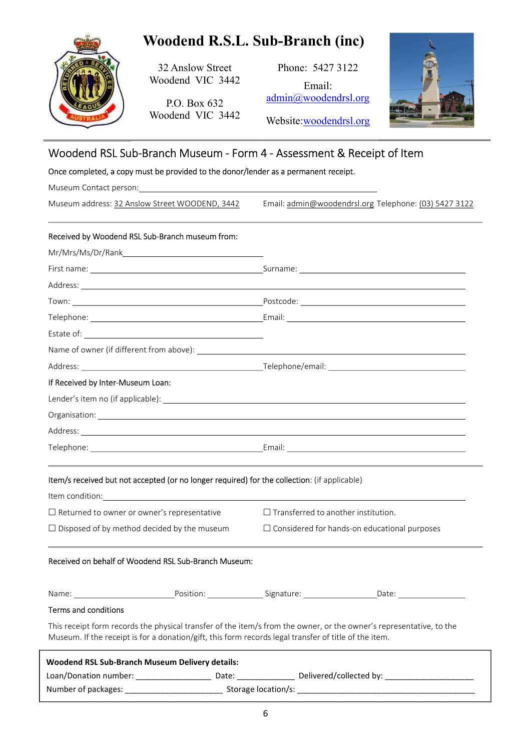# Woodend R.S.L. Sub-Branch (inc)

32 Anslow Street
Woodend VIC 3442

P.O. Box 632
Woodend VIC 3442

Phone: 5427 3122

Email:
admin@woodendrsl.org

Website: woodendrsl.org

## Woodend RSL Sub-Branch Museum - Form 4 - Assessment & Receipt of Item

Once completed, a copy must be provided to the donor/lender as a permanent receipt.

Museum Contact person: ______________________________

Museum address: 32 Anslow Street WOODEND, 3442 Email: admin@woodendrsl.org Telephone: (03) 5427 3122

---

Received by Woodend RSL Sub-Branch museum from:

Mr/Mrs/Ms/Dr/Rank ______________________________

First name: ______________________________ Surname: ______________________________

Address: ______________________________

Town: ______________________________ Postcode: ______________________________

Telephone: ______________________________ Email: ______________________________

Estate of: ______________________________

Name of owner (if different from above): ______________________________

Address: ______________________________ Telephone/email: ______________________________

If Received by Inter-Museum Loan:

Lender's item no (if applicable): ______________________________

Organisation: ______________________________

Address: ______________________________

Telephone: ______________________________ Email: ______________________________

---

Item/s received but not accepted (or no longer required) for the collection: (if applicable)

Item condition: ______________________________

☐ Returned to owner or owner's representative ☐ Transferred to another institution.

☐ Disposed of by method decided by the museum ☐ Considered for hands-on educational purposes

---

Received on behalf of Woodend RSL Sub-Branch Museum:

Name: ____________________ Position: ____________ Signature: ______________ Date: ______________

Terms and conditions

This receipt form records the physical transfer of the item/s from the owner, or the owner's representative, to the Museum. If the receipt is for a donation/gift, this form records legal transfer of title of the item.

**Woodend RSL Sub-Branch Museum Delivery details:**

Loan/Donation number: ________________ Date: _____________ Delivered/collected by: ____________________

Number of packages: ______________________ Storage location/s: ________________________________________